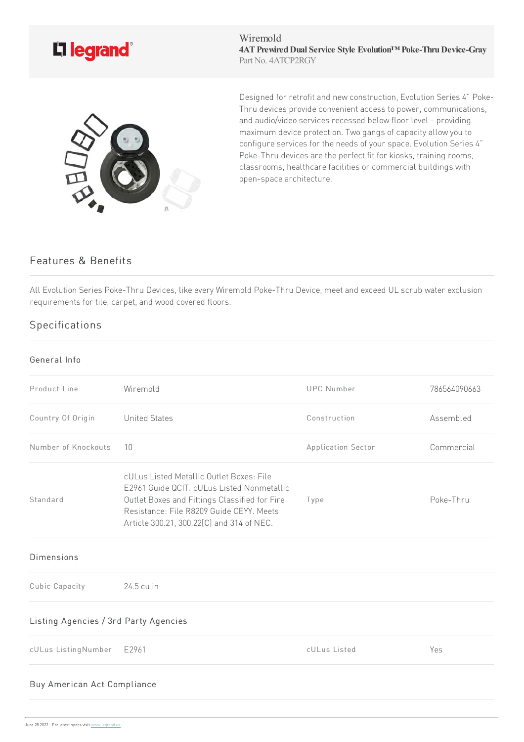Wiremold

**4AT Prewired Dual Service Style Evolution™ Poke-Thru Device-Gray**

Part No. 4ATCP2RGY

Designed for retrofit and new construction, Evolution Series 4" Poke-Thru devices provide convenient access to power, communications, and audio/video services recessed below floor level - providing maximum device protection. Two gangs of capacity allow you to configure services for the needs of your space. Evolution Series 4" Poke-Thru devices are the perfect fit for kiosks, training rooms, classrooms, healthcare facilities or commercial buildings with open-space architecture.

## Features & Benefits

All Evolution Series Poke-Thru Devices, like every Wiremold Poke-Thru Device, meet and exceed UL scrub water exclusion requirements for tile, carpet, and wood covered floors.

## Specifications

### General Info

| | | | |
|---|---|---|---|
| Product Line | Wiremold | UPC Number | 786564090663 |
| Country Of Origin | United States | Construction | Assembled |
| Number of Knockouts | 10 | Application Sector | Commercial |
| Standard | cULus Listed Metallic Outlet Boxes: File E2961 Guide QCIT. cULus Listed Nonmetallic Outlet Boxes and Fittings Classified for Fire Resistance: File R8209 Guide CEYY. Meets Article 300.21, 300.22[C] and 314 of NEC. | Type | Poke-Thru |

### Dimensions

| | |
|---|---|
| Cubic Capacity | 24.5 cu in |

### Listing Agencies / 3rd Party Agencies

| | | | |
|---|---|---|---|
| cULus ListingNumber | E2961 | cULus Listed | Yes |

### Buy American Act Compliance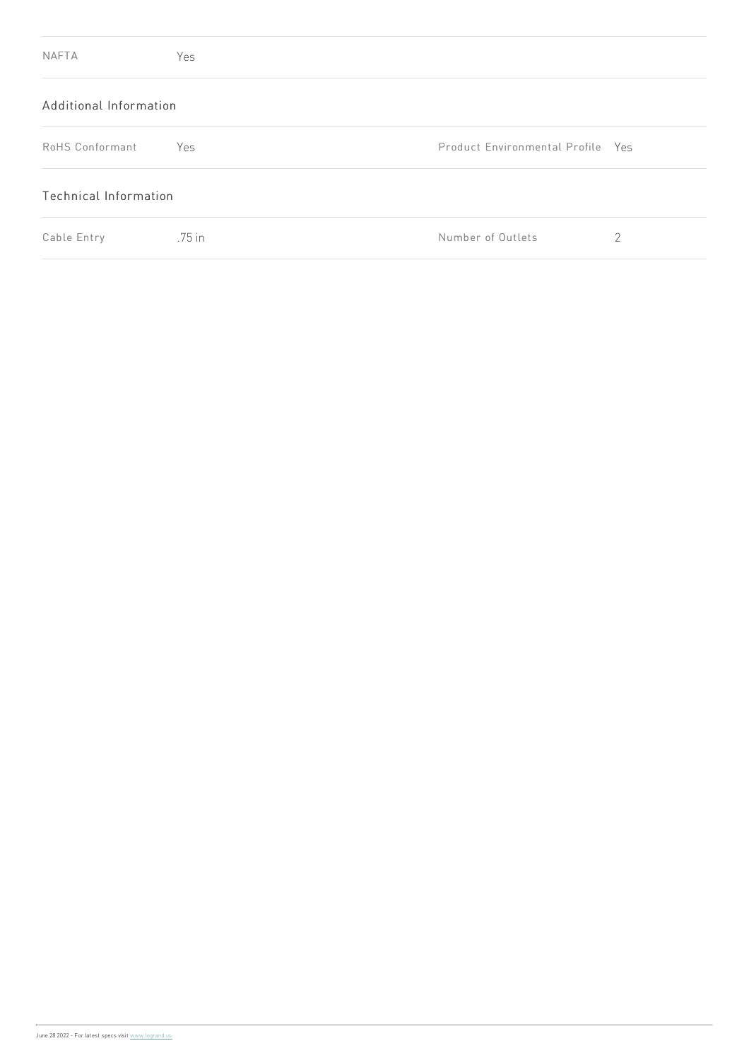| | | | |
|---|---|---|---|
| NAFTA | Yes | | |

## Additional Information

| | | | |
|---|---|---|---|
| RoHS Conformant | Yes | Product Environmental Profile | Yes |

## Technical Information

| | | | |
|---|---|---|---|
| Cable Entry | .75 in | Number of Outlets | 2 |